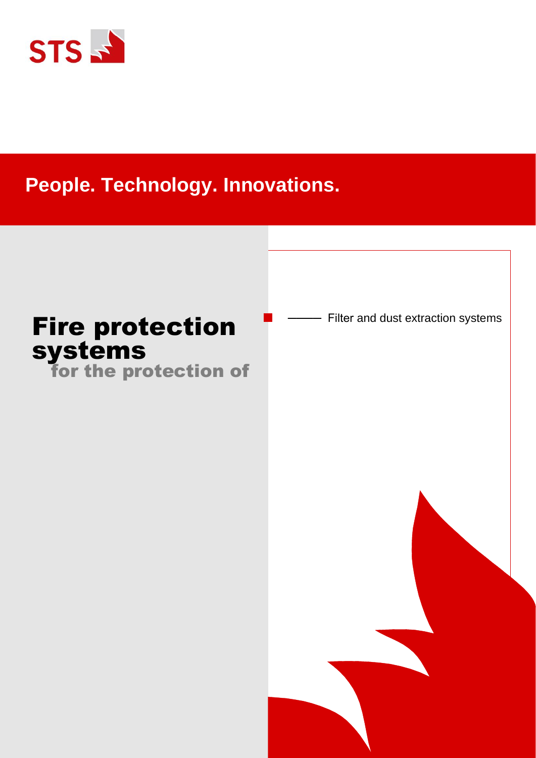STS

**People. Technology. Innovations.**

# Fire protection systems

## for the protection of

- Filter and dust extraction systems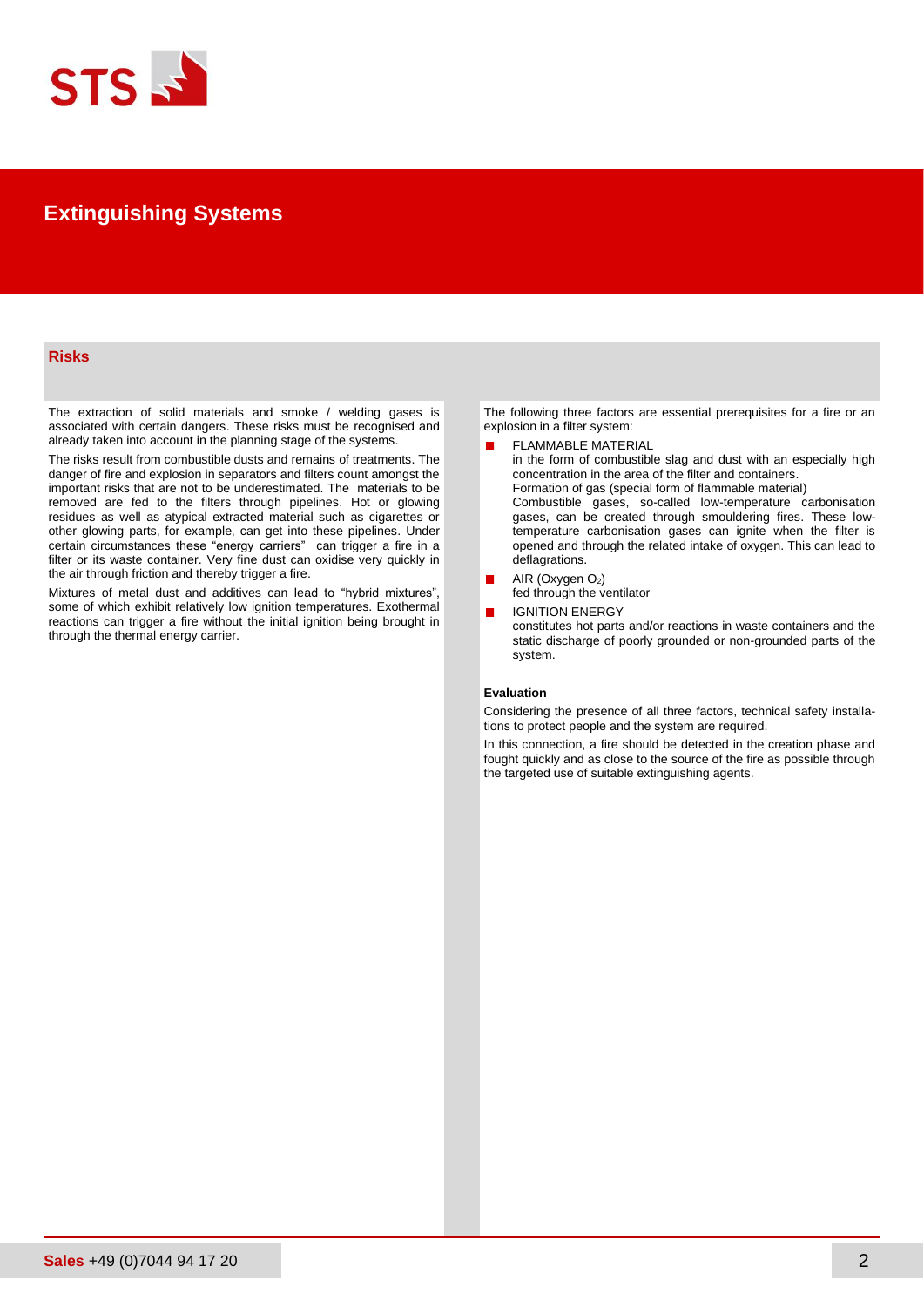# Extinguishing Systems

## Risks

The extraction of solid materials and smoke / welding gases is associated with certain dangers. These risks must be recognised and already taken into account in the planning stage of the systems.

The risks result from combustible dusts and remains of treatments. The danger of fire and explosion in separators and filters count amongst the important risks that are not to be underestimated. The materials to be removed are fed to the filters through pipelines. Hot or glowing residues as well as atypical extracted material such as cigarettes or other glowing parts, for example, can get into these pipelines. Under certain circumstances these "energy carriers" can trigger a fire in a filter or its waste container. Very fine dust can oxidise very quickly in the air through friction and thereby trigger a fire.

Mixtures of metal dust and additives can lead to "hybrid mixtures", some of which exhibit relatively low ignition temperatures. Exothermal reactions can trigger a fire without the initial ignition being brought in through the thermal energy carrier.

The following three factors are essential prerequisites for a fire or an explosion in a filter system:

- FLAMMABLE MATERIAL
  in the form of combustible slag and dust with an especially high concentration in the area of the filter and containers.
  Formation of gas (special form of flammable material)
  Combustible gases, so-called low-temperature carbonisation gases, can be created through smouldering fires. These low-temperature carbonisation gases can ignite when the filter is opened and through the related intake of oxygen. This can lead to deflagrations.
- AIR (Oxygen $O_2$)
  fed through the ventilator
- IGNITION ENERGY
  constitutes hot parts and/or reactions in waste containers and the static discharge of poorly grounded or non-grounded parts of the system.

**Evaluation**

Considering the presence of all three factors, technical safety installations to protect people and the system are required.

In this connection, a fire should be detected in the creation phase and fought quickly and as close to the source of the fire as possible through the targeted use of suitable extinguishing agents.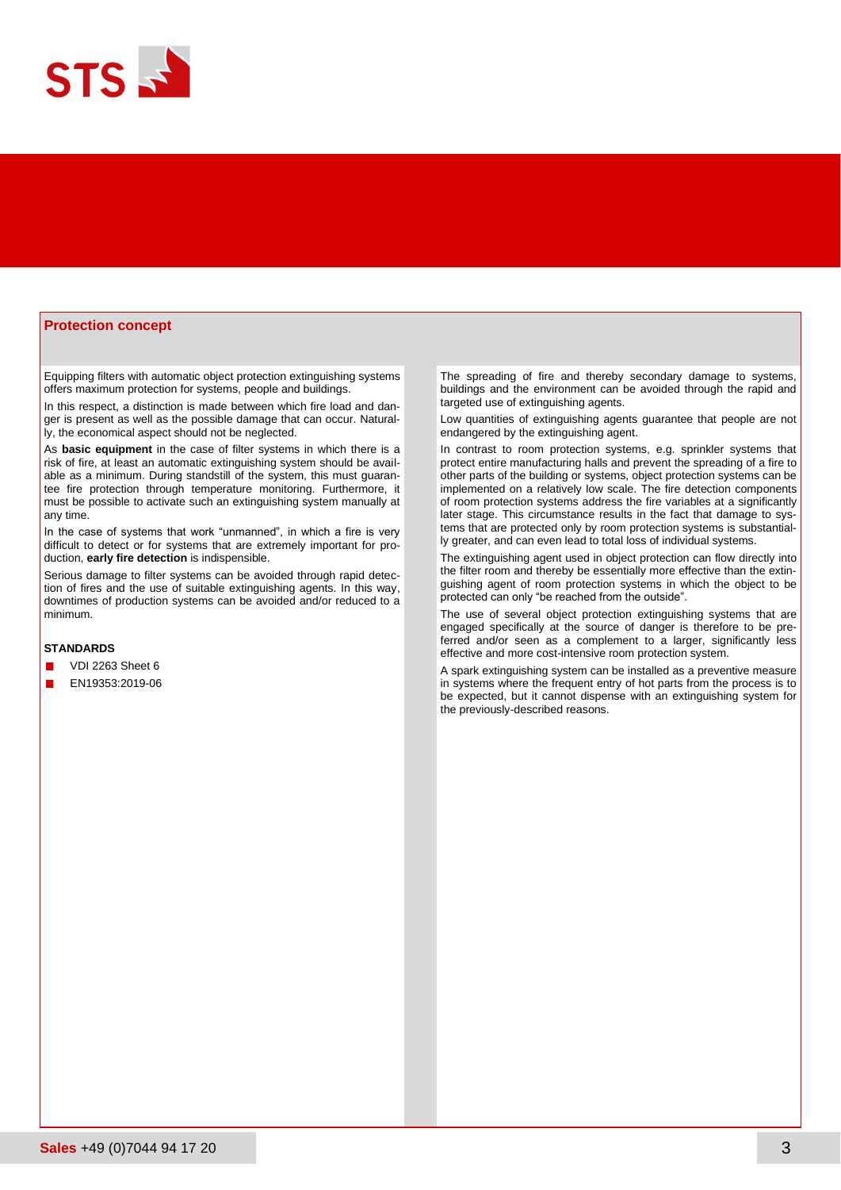## Protection concept

Equipping filters with automatic object protection extinguishing systems offers maximum protection for systems, people and buildings.

In this respect, a distinction is made between which fire load and danger is present as well as the possible damage that can occur. Naturally, the economical aspect should not be neglected.

As **basic equipment** in the case of filter systems in which there is a risk of fire, at least an automatic extinguishing system should be available as a minimum. During standstill of the system, this must guarantee fire protection through temperature monitoring. Furthermore, it must be possible to activate such an extinguishing system manually at any time.

In the case of systems that work “unmanned”, in which a fire is very difficult to detect or for systems that are extremely important for production, **early fire detection** is indispensible.

Serious damage to filter systems can be avoided through rapid detection of fires and the use of suitable extinguishing agents. In this way, downtimes of production systems can be avoided and/or reduced to a minimum.

**STANDARDS**

- VDI 2263 Sheet 6
- EN19353:2019-06

The spreading of fire and thereby secondary damage to systems, buildings and the environment can be avoided through the rapid and targeted use of extinguishing agents.

Low quantities of extinguishing agents guarantee that people are not endangered by the extinguishing agent.

In contrast to room protection systems, e.g. sprinkler systems that protect entire manufacturing halls and prevent the spreading of a fire to other parts of the building or systems, object protection systems can be implemented on a relatively low scale. The fire detection components of room protection systems address the fire variables at a significantly later stage. This circumstance results in the fact that damage to systems that are protected only by room protection systems is substantially greater, and can even lead to total loss of individual systems.

The extinguishing agent used in object protection can flow directly into the filter room and thereby be essentially more effective than the extinguishing agent of room protection systems in which the object to be protected can only “be reached from the outside”.

The use of several object protection extinguishing systems that are engaged specifically at the source of danger is therefore to be preferred and/or seen as a complement to a larger, significantly less effective and more cost-intensive room protection system.

A spark extinguishing system can be installed as a preventive measure in systems where the frequent entry of hot parts from the process is to be expected, but it cannot dispense with an extinguishing system for the previously-described reasons.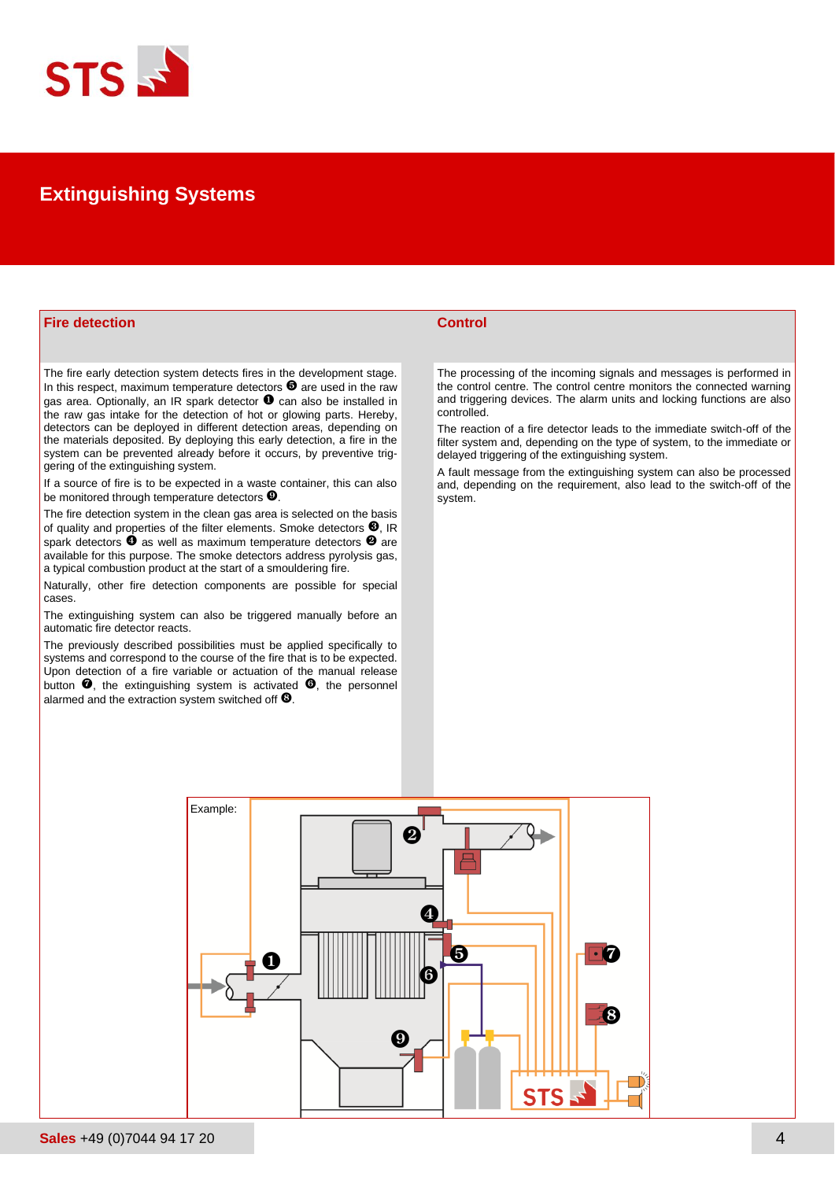# Extingishing Systems

## Fire detection

The fire early detection system detects fires in the development stage. In this respect, maximum temperature detectors ❺ are used in the raw gas area. Optionally, an IR spark detector ❶ can also be installed in the raw gas intake for the detection of hot or glowing parts. Hereby, detectors can be deployed in different detection areas, depending on the materials deposited. By deploying this early detection, a fire in the system can be prevented already before it occurs, by preventive triggering of the extinguishing system.

If a source of fire is to be expected in a waste container, this can also be monitored through temperature detectors ❾.

The fire detection system in the clean gas area is selected on the basis of quality and properties of the filter elements. Smoke detectors ❸, IR spark detectors ❹ as well as maximum temperature detectors ❷ are available for this purpose. The smoke detectors address pyrolysis gas, a typical combustion product at the start of a smouldering fire.

Naturally, other fire detection components are possible for special cases.

The extinguishing system can also be triggered manually before an automatic fire detector reacts.

The previously described possibilities must be applied specifically to systems and correspond to the course of the fire that is to be expected. Upon detection of a fire variable or actuation of the manual release button ❼, the extinguishing system is activated ❻, the personnel alarmed and the extraction system switched off ❽.

## Control

The processing of the incoming signals and messages is performed in the control centre. The control centre monitors the connected warning and triggering devices. The alarm units and locking functions are also controlled.

The reaction of a fire detector leads to the immediate switch-off of the filter system and, depending on the type of system, to the immediate or delayed triggering of the extinguishing system.

A fault message from the extinguishing system can also be processed and, depending on the requirement, also lead to the switch-off of the system.

Example:

**Sales** +49 (0)7044 94 17 20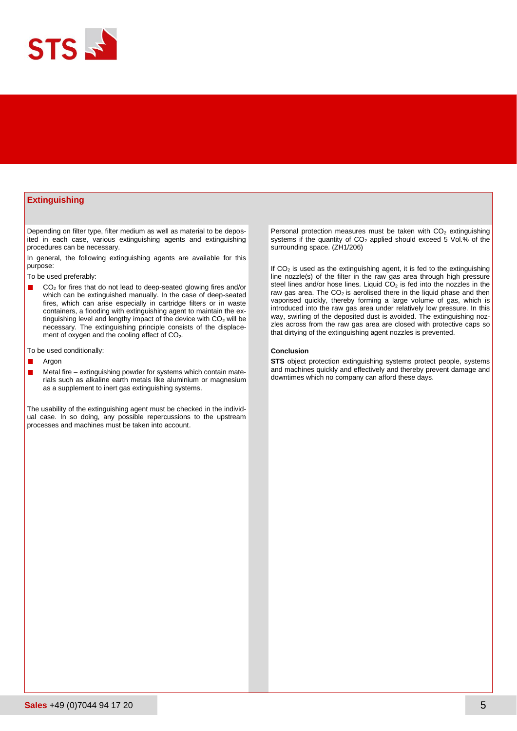## Extinguishing

Depending on filter type, filter medium as well as material to be deposited in each case, various extinguishing agents and extinguishing procedures can be necessary.

In general, the following extinguishing agents are available for this purpose:

To be used preferably:

- $CO_2$ for fires that do not lead to deep-seated glowing fires and/or which can be extinguished manually. In the case of deep-seated fires, which can arise especially in cartridge filters or in waste containers, a flooding with extinguishing agent to maintain the extinguishing level and lengthy impact of the device with $CO_2$ will be necessary. The extinguishing principle consists of the displacement of oxygen and the cooling effect of $CO_2$.

To be used conditionally:

- Argon
- Metal fire – extinguishing powder for systems which contain materials such as alkaline earth metals like aluminium or magnesium as a supplement to inert gas extinguishing systems.

The usability of the extinguishing agent must be checked in the individual case. In so doing, any possible repercussions to the upstream processes and machines must be taken into account.

Personal protection measures must be taken with $CO_2$ extinguishing systems if the quantity of $CO_2$ applied should exceed 5 Vol.% of the surrounding space. (ZH1/206)

If $CO_2$ is used as the extinguishing agent, it is fed to the extinguishing line nozzle(s) of the filter in the raw gas area through high pressure steel lines and/or hose lines. Liquid $CO_2$ is fed into the nozzles in the raw gas area. The $CO_2$ is aerolised there in the liquid phase and then vaporised quickly, thereby forming a large volume of gas, which is introduced into the raw gas area under relatively low pressure. In this way, swirling of the deposited dust is avoided. The extinguishing nozzles across from the raw gas area are closed with protective caps so that dirtying of the extinguishing agent nozzles is prevented.

**Conclusion**

**STS** object protection extinguishing systems protect people, systems and machines quickly and effectively and thereby prevent damage and downtimes which no company can afford these days.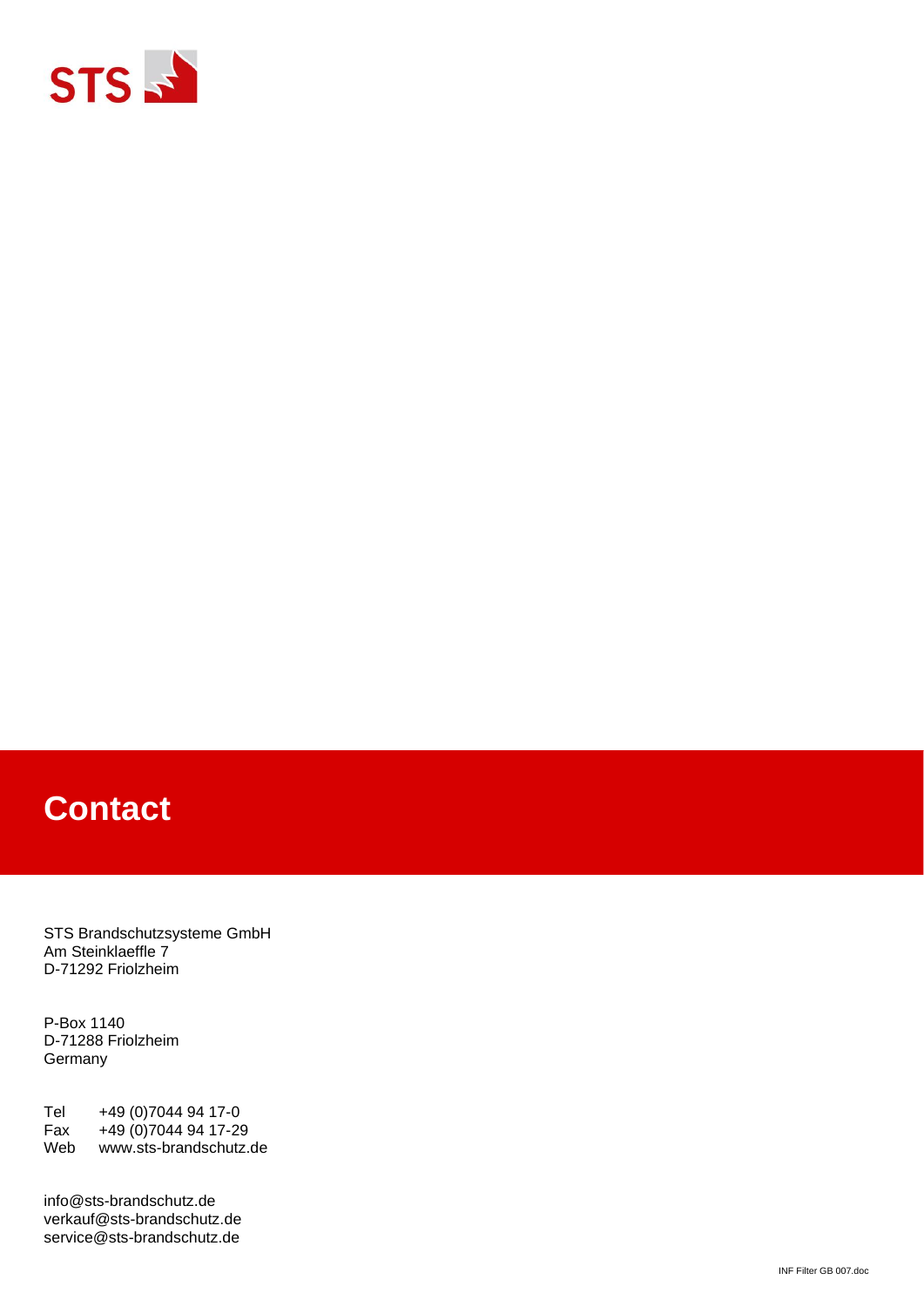STS

# Contact

STS Brandschutzsysteme GmbH
Am Steinklaeffle 7
D-71292 Friolzheim

P-Box 1140
D-71288 Friolzheim
Germany

Tel +49 (0)7044 94 17-0
Fax +49 (0)7044 94 17-29
Web www.sts-brandschutz.de

info@sts-brandschutz.de
verkauf@sts-brandschutz.de
service@sts-brandschutz.de

INF Filter GB 007.doc